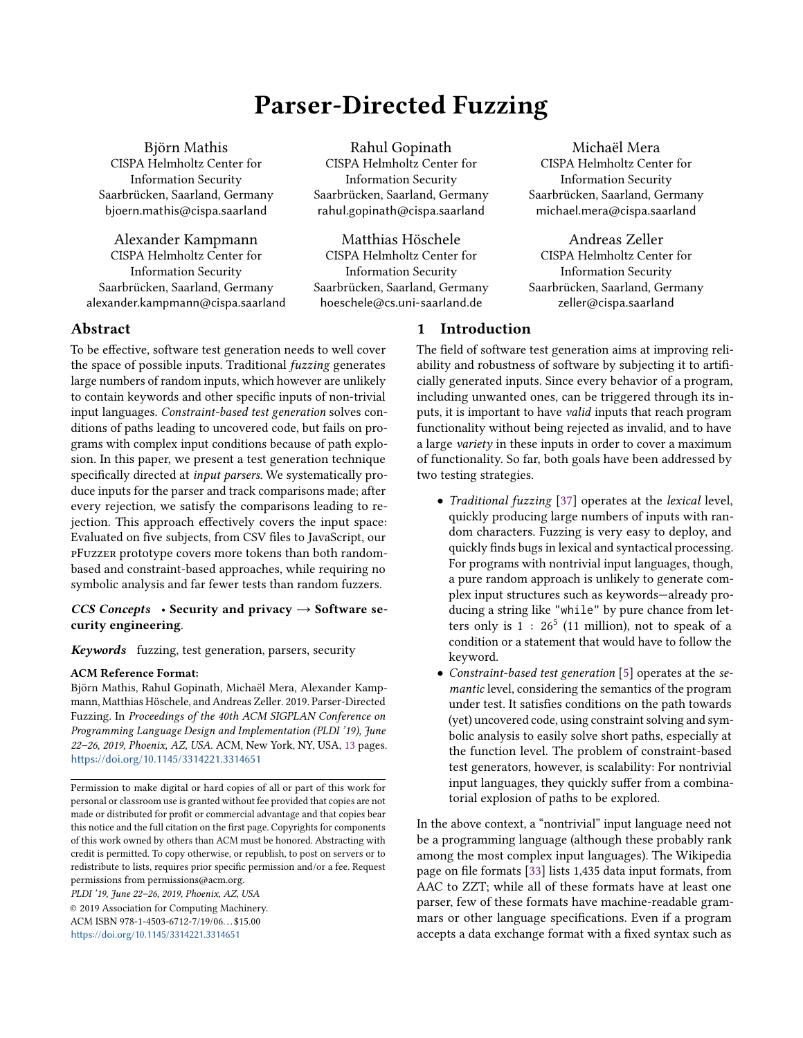# Parser-Directed Fuzzing

Björn Mathis
CISPA Helmholtz Center for Information Security
Saarbrücken, Saarland, Germany
bjoern.mathis@cispa.saarland

Rahul Gopinath
CISPA Helmholtz Center for Information Security
Saarbrücken, Saarland, Germany
rahul.gopinath@cispa.saarland

Michaël Mera
CISPA Helmholtz Center for Information Security
Saarbrücken, Saarland, Germany
michael.mera@cispa.saarland

Alexander Kampmann
CISPA Helmholtz Center for Information Security
Saarbrücken, Saarland, Germany
alexander.kampmann@cispa.saarland

Matthias Höschele
CISPA Helmholtz Center for Information Security
Saarbrücken, Saarland, Germany
hoeschele@cs.uni-saarland.de

Andreas Zeller
CISPA Helmholtz Center for Information Security
Saarbrücken, Saarland, Germany
zeller@cispa.saarland

## Abstract

To be effective, software test generation needs to well cover the space of possible inputs. Traditional *fuzzing* generates large numbers of random inputs, which however are unlikely to contain keywords and other specific inputs of non-trivial input languages. *Constraint-based test generation* solves conditions of paths leading to uncovered code, but fails on programs with complex input conditions because of path explosion. In this paper, we present a test generation technique specifically directed at *input parsers*. We systematically produce inputs for the parser and track comparisons made; after every rejection, we satisfy the comparisons leading to rejection. This approach effectively covers the input space: Evaluated on five subjects, from CSV files to JavaScript, our pFuzzer prototype covers more tokens than both random-based and constraint-based approaches, while requiring no symbolic analysis and far fewer tests than random fuzzers.

***CCS Concepts*** • **Security and privacy → Software security engineering**.

***Keywords*** fuzzing, test generation, parsers, security

**ACM Reference Format:**
Björn Mathis, Rahul Gopinath, Michaël Mera, Alexander Kampmann, Matthias Höschele, and Andreas Zeller. 2019. Parser-Directed Fuzzing. In *Proceedings of the 40th ACM SIGPLAN Conference on Programming Language Design and Implementation (PLDI '19), June 22–26, 2019, Phoenix, AZ, USA.* ACM, New York, NY, USA, 13 pages. https://doi.org/10.1145/3314221.3314651

Permission to make digital or hard copies of all or part of this work for personal or classroom use is granted without fee provided that copies are not made or distributed for profit or commercial advantage and that copies bear this notice and the full citation on the first page. Copyrights for components of this work owned by others than ACM must be honored. Abstracting with credit is permitted. To copy otherwise, or republish, to post on servers or to redistribute to lists, requires prior specific permission and/or a fee. Request permissions from permissions@acm.org.
*PLDI '19, June 22–26, 2019, Phoenix, AZ, USA*
© 2019 Association for Computing Machinery.
ACM ISBN 978-1-4503-6712-7/19/06...$15.00
https://doi.org/10.1145/3314221.3314651

## 1 Introduction

The field of software test generation aims at improving reliability and robustness of software by subjecting it to artificially generated inputs. Since every behavior of a program, including unwanted ones, can be triggered through its inputs, it is important to have *valid* inputs that reach program functionality without being rejected as invalid, and to have a large *variety* in these inputs in order to cover a maximum of functionality. So far, both goals have been addressed by two testing strategies.

- *Traditional fuzzing* [37] operates at the *lexical* level, quickly producing large numbers of inputs with random characters. Fuzzing is very easy to deploy, and quickly finds bugs in lexical and syntactical processing. For programs with nontrivial input languages, though, a pure random approach is unlikely to generate complex input structures such as keywords—already producing a string like "while" by pure chance from letters only is $1 : 26^5$ (11 million), not to speak of a condition or a statement that would have to follow the keyword.
- *Constraint-based test generation* [5] operates at the *semantic* level, considering the semantics of the program under test. It satisfies conditions on the path towards (yet) uncovered code, using constraint solving and symbolic analysis to easily solve short paths, especially at the function level. The problem of constraint-based test generators, however, is scalability: For nontrivial input languages, they quickly suffer from a combinatorial explosion of paths to be explored.

In the above context, a "nontrivial" input language need not be a programming language (although these probably rank among the most complex input languages). The Wikipedia page on file formats [33] lists 1,435 data input formats, from AAC to ZZT; while all of these formats have at least one parser, few of these formats have machine-readable grammars or other language specifications. Even if a program accepts a data exchange format with a fixed syntax such as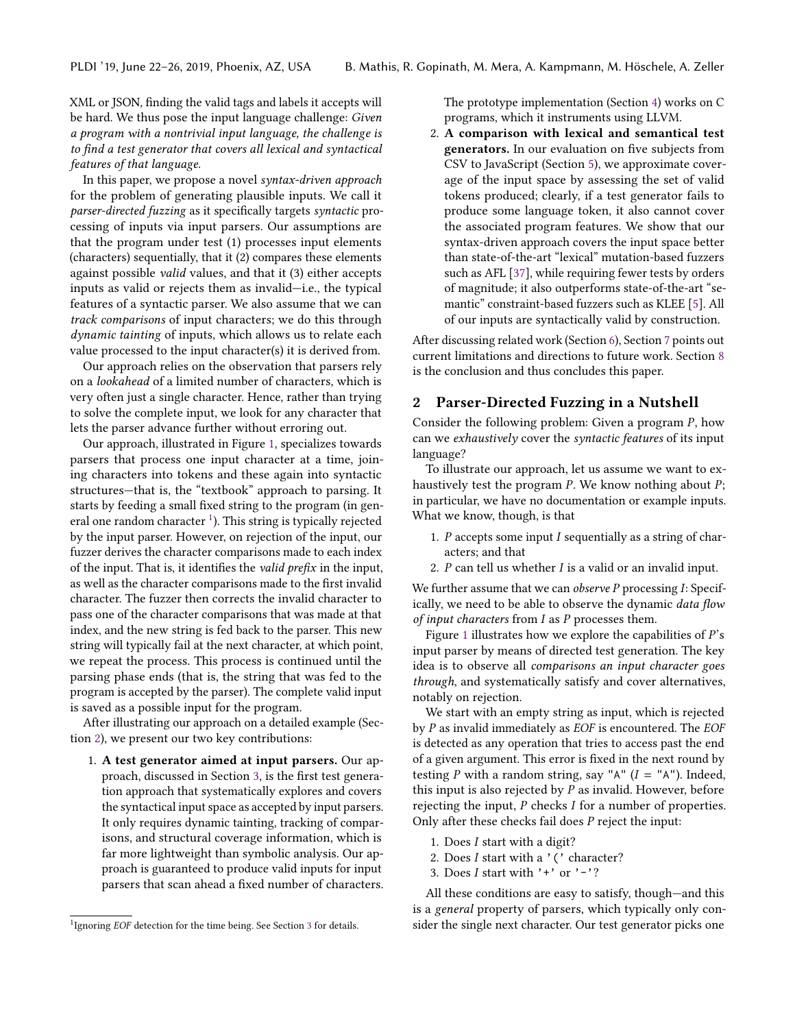XML or JSON, finding the valid tags and labels it accepts will be hard. We thus pose the input language challenge: *Given a program with a nontrivial input language, the challenge is to find a test generator that covers all lexical and syntactical features of that language.*

In this paper, we propose a novel *syntax-driven approach* for the problem of generating plausible inputs. We call it *parser-directed fuzzing* as it specifically targets *syntactic* processing of inputs via input parsers. Our assumptions are that the program under test (1) processes input elements (characters) sequentially, that it (2) compares these elements against possible *valid* values, and that it (3) either accepts inputs as valid or rejects them as invalid—i.e., the typical features of a syntactic parser. We also assume that we can *track comparisons* of input characters; we do this through *dynamic tainting* of inputs, which allows us to relate each value processed to the input character(s) it is derived from.

Our approach relies on the observation that parsers rely on a *lookahead* of a limited number of characters, which is very often just a single character. Hence, rather than trying to solve the complete input, we look for any character that lets the parser advance further without erroring out.

Our approach, illustrated in Figure 1, specializes towards parsers that process one input character at a time, joining characters into tokens and these again into syntactic structures—that is, the "textbook" approach to parsing. It starts by feeding a small fixed string to the program (in general one random character [1]). This string is typically rejected by the input parser. However, on rejection of the input, our fuzzer derives the character comparisons made to each index of the input. That is, it identifies the *valid prefix* in the input, as well as the character comparisons made to the first invalid character. The fuzzer then corrects the invalid character to pass one of the character comparisons that was made at that index, and the new string is fed back to the parser. This new string will typically fail at the next character, at which point, we repeat the process. This process is continued until the parsing phase ends (that is, the string that was fed to the program is accepted by the parser). The complete valid input is saved as a possible input for the program.

After illustrating our approach on a detailed example (Section 2), we present our two key contributions:

1. **A test generator aimed at input parsers.** Our approach, discussed in Section 3, is the first test generation approach that systematically explores and covers the syntactical input space as accepted by input parsers. It only requires dynamic tainting, tracking of comparisons, and structural coverage information, which is far more lightweight than symbolic analysis. Our approach is guaranteed to produce valid inputs for input parsers that scan ahead a fixed number of characters. The prototype implementation (Section 4) works on C programs, which it instruments using LLVM.
2. **A comparison with lexical and semantical test generators.** In our evaluation on five subjects from CSV to JavaScript (Section 5), we approximate coverage of the input space by assessing the set of valid tokens produced; clearly, if a test generator fails to produce some language token, it also cannot cover the associated program features. We show that our syntax-driven approach covers the input space better than state-of-the-art "lexical" mutation-based fuzzers such as AFL [37], while requiring fewer tests by orders of magnitude; it also outperforms state-of-the-art "semantic" constraint-based fuzzers such as KLEE [5]. All of our inputs are syntactically valid by construction.

After discussing related work (Section 6), Section 7 points out current limitations and directions to future work. Section 8 is the conclusion and thus concludes this paper.

## 2 Parser-Directed Fuzzing in a Nutshell

Consider the following problem: Given a program $P$, how can we *exhaustively* cover the *syntactic features* of its input language?

To illustrate our approach, let us assume we want to exhaustively test the program $P$. We know nothing about $P$; in particular, we have no documentation or example inputs. What we know, though, is that

1. $P$ accepts some input $I$ sequentially as a string of characters; and that
2. $P$ can tell us whether $I$ is a valid or an invalid input.

We further assume that we can *observe* $P$ processing $I$: Specifically, we need to be able to observe the dynamic *data flow of input characters* from $I$ as $P$ processes them.

Figure 1 illustrates how we explore the capabilities of $P$'s input parser by means of directed test generation. The key idea is to observe all *comparisons an input character goes through*, and systematically satisfy and cover alternatives, notably on rejection.

We start with an empty string as input, which is rejected by $P$ as invalid immediately as *EOF* is encountered. The *EOF* is detected as any operation that tries to access past the end of a given argument. This error is fixed in the next round by testing $P$ with a random string, say "A" ($I$ = "A"). Indeed, this input is also rejected by $P$ as invalid. However, before rejecting the input, $P$ checks $I$ for a number of properties. Only after these checks fail does $P$ reject the input:

1. Does $I$ start with a digit?
2. Does $I$ start with a '(' character?
3. Does $I$ start with '+' or '-'?

All these conditions are easy to satisfy, though—and this is a *general* property of parsers, which typically only consider the single next character. Our test generator picks one

[1] Ignoring *EOF* detection for the time being. See Section 3 for details.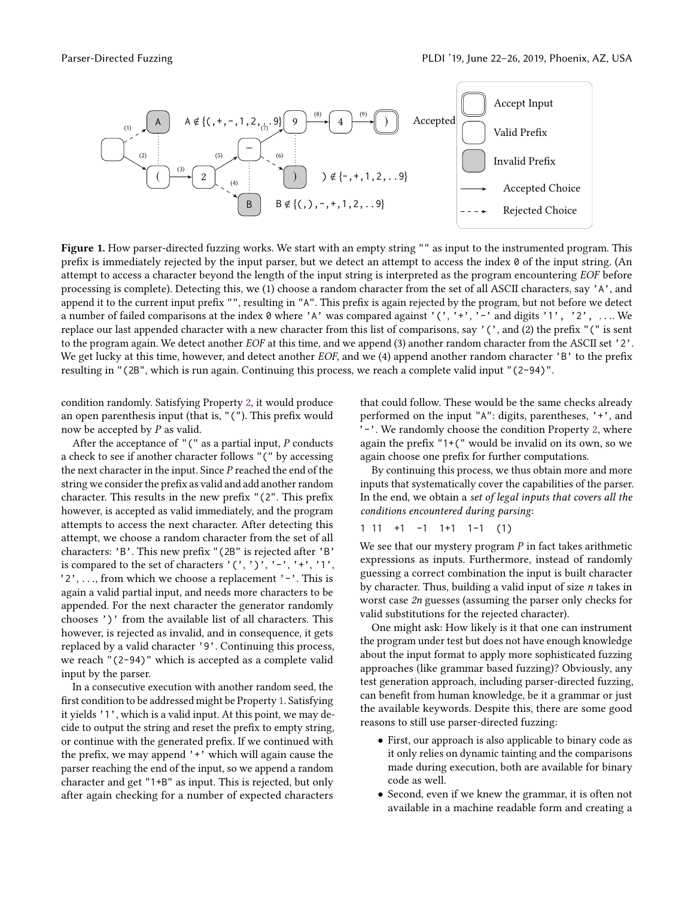**Figure 1.** How parser-directed fuzzing works. We start with an empty string "" as input to the instrumented program. This prefix is immediately rejected by the input parser, but we detect an attempt to access the index 0 of the input string. (An attempt to access a character beyond the length of the input string is interpreted as the program encountering *EOF* before processing is complete). Detecting this, we (1) choose a random character from the set of all ASCII characters, say 'A', and append it to the current input prefix "", resulting in "A". This prefix is again rejected by the program, but not before we detect a number of failed comparisons at the index 0 where 'A' was compared against '(', '+', '-' and digits '1', '2', .... We replace our last appended character with a new character from this list of comparisons, say '(', and (2) the prefix "(" is sent to the program again. We detect another *EOF* at this time, and we append (3) another random character from the ASCII set '2'. We get lucky at this time, however, and detect another *EOF*, and we (4) append another random character 'B' to the prefix resulting in "(2B", which is run again. Continuing this process, we reach a complete valid input "(2-94)".

condition randomly. Satisfying Property 2, it would produce an open parenthesis input (that is, "("). This prefix would now be accepted by $P$ as valid.

After the acceptance of "(" as a partial input, $P$ conducts a check to see if another character follows "(" by accessing the next character in the input. Since $P$ reached the end of the string we consider the prefix as valid and add another random character. This results in the new prefix "(2". This prefix however, is accepted as valid immediately, and the program attempts to access the next character. After detecting this attempt, we choose a random character from the set of all characters: 'B'. This new prefix "(2B" is rejected after 'B' is compared to the set of characters '(', ')', '-', '+', '1', '2', ..., from which we choose a replacement '-'. This is again a valid partial input, and needs more characters to be appended. For the next character the generator randomly chooses ')' from the available list of all characters. This however, is rejected as invalid, and in consequence, it gets replaced by a valid character '9'. Continuing this process, we reach "(2-94)" which is accepted as a complete valid input by the parser.

In a consecutive execution with another random seed, the first condition to be addressed might be Property 1. Satisfying it yields '1', which is a valid input. At this point, we may decide to output the string and reset the prefix to empty string, or continue with the generated prefix. If we continued with the prefix, we may append '+' which will again cause the parser reaching the end of the input, so we append a random character and get "1+B" as input. This is rejected, but only after again checking for a number of expected characters that could follow. These would be the same checks already performed on the input "A": digits, parentheses, '+', and '-'. We randomly choose the condition Property 2, where again the prefix "1+(" would be invalid on its own, so we again choose one prefix for further computations.

By continuing this process, we thus obtain more and more inputs that systematically cover the capabilities of the parser. In the end, we obtain a *set of legal inputs that covers all the conditions encountered during parsing*:

```
1 11 +1 -1 1+1 1-1 (1)
```

We see that our mystery program $P$ in fact takes arithmetic expressions as inputs. Furthermore, instead of randomly guessing a correct combination the input is built character by character. Thus, building a valid input of size $n$ takes in worst case $2n$ guesses (assuming the parser only checks for valid substitutions for the rejected character).

One might ask: How likely is it that one can instrument the program under test but does not have enough knowledge about the input format to apply more sophisticated fuzzing approaches (like grammar based fuzzing)? Obviously, any test generation approach, including parser-directed fuzzing, can benefit from human knowledge, be it a grammar or just the available keywords. Despite this, there are some good reasons to still use parser-directed fuzzing:

- First, our approach is also applicable to binary code as it only relies on dynamic tainting and the comparisons made during execution, both are available for binary code as well.
- Second, even if we knew the grammar, it is often not available in a machine readable form and creating a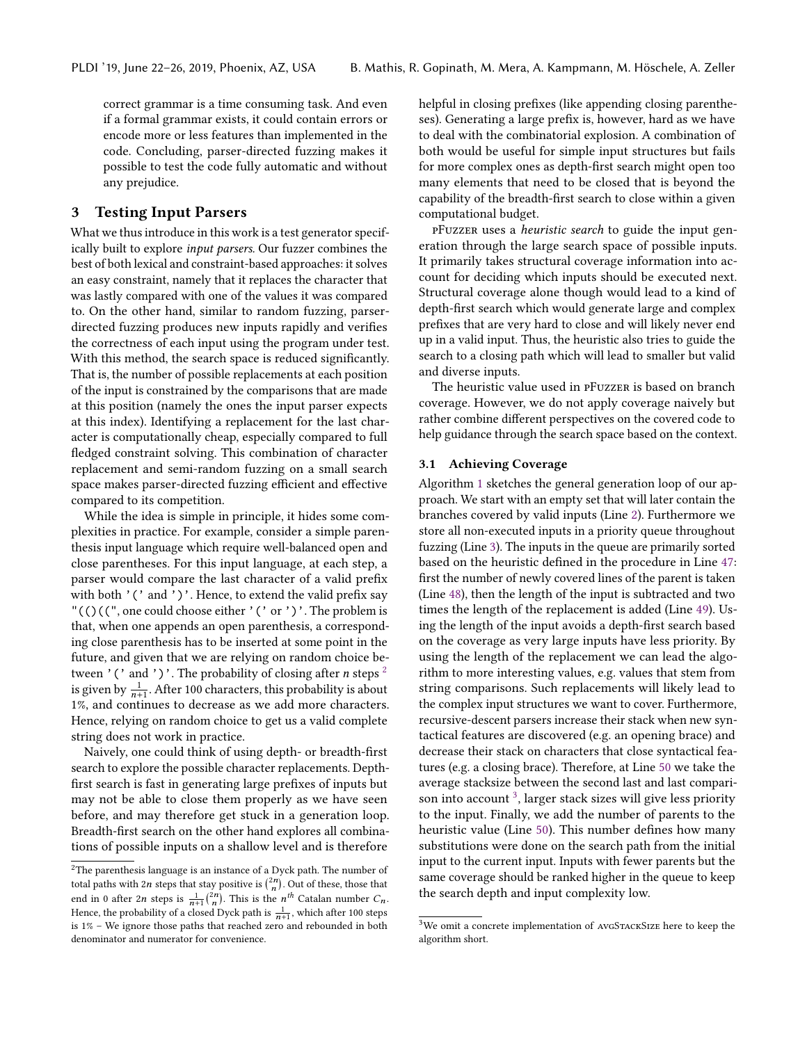correct grammar is a time consuming task. And even if a formal grammar exists, it could contain errors or encode more or less features than implemented in the code. Concluding, parser-directed fuzzing makes it possible to test the code fully automatic and without any prejudice.

## 3 Testing Input Parsers

What we thus introduce in this work is a test generator specifically built to explore *input parsers*. Our fuzzer combines the best of both lexical and constraint-based approaches: it solves an easy constraint, namely that it replaces the character that was lastly compared with one of the values it was compared to. On the other hand, similar to random fuzzing, parser-directed fuzzing produces new inputs rapidly and verifies the correctness of each input using the program under test. With this method, the search space is reduced significantly. That is, the number of possible replacements at each position of the input is constrained by the comparisons that are made at this position (namely the ones the input parser expects at this index). Identifying a replacement for the last character is computationally cheap, especially compared to full fledged constraint solving. This combination of character replacement and semi-random fuzzing on a small search space makes parser-directed fuzzing efficient and effective compared to its competition.

While the idea is simple in principle, it hides some complexities in practice. For example, consider a simple parenthesis input language which require well-balanced open and close parentheses. For this input language, at each step, a parser would compare the last character of a valid prefix with both `'('` and `')'`. Hence, to extend the valid prefix say `"(()(("`, one could choose either `'('` or `')'`. The problem is that, when one appends an open parenthesis, a corresponding close parenthesis has to be inserted at some point in the future, and given that we are relying on random choice between `'('` and `')'`. The probability of closing after $n$ steps [2] is given by $\frac{1}{n+1}$. After 100 characters, this probability is about 1%, and continues to decrease as we add more characters. Hence, relying on random choice to get us a valid complete string does not work in practice.

Naively, one could think of using depth- or breadth-first search to explore the possible character replacements. Depth-first search is fast in generating large prefixes of inputs but may not be able to close them properly as we have seen before, and may therefore get stuck in a generation loop. Breadth-first search on the other hand explores all combinations of possible inputs on a shallow level and is therefore helpful in closing prefixes (like appending closing parentheses). Generating a large prefix is, however, hard as we have to deal with the combinatorial explosion. A combination of both would be useful for simple input structures but fails for more complex ones as depth-first search might open too many elements that need to be closed that is beyond the capability of the breadth-first search to close within a given computational budget.

pFuzzer uses a *heuristic search* to guide the input generation through the large search space of possible inputs. It primarily takes structural coverage information into account for deciding which inputs should be executed next. Structural coverage alone though would lead to a kind of depth-first search which would generate large and complex prefixes that are very hard to close and will likely never end up in a valid input. Thus, the heuristic also tries to guide the search to a closing path which will lead to smaller but valid and diverse inputs.

The heuristic value used in pFuzzer is based on branch coverage. However, we do not apply coverage naively but rather combine different perspectives on the covered code to help guidance through the search space based on the context.

### 3.1 Achieving Coverage

Algorithm 1 sketches the general generation loop of our approach. We start with an empty set that will later contain the branches covered by valid inputs (Line 2). Furthermore we store all non-executed inputs in a priority queue throughout fuzzing (Line 3). The inputs in the queue are primarily sorted based on the heuristic defined in the procedure in Line 47: first the number of newly covered lines of the parent is taken (Line 48), then the length of the input is subtracted and two times the length of the replacement is added (Line 49). Using the length of the input avoids a depth-first search based on the coverage as very large inputs have less priority. By using the length of the replacement we can lead the algorithm to more interesting values, e.g. values that stem from string comparisons. Such replacements will likely lead to the complex input structures we want to cover. Furthermore, recursive-descent parsers increase their stack when new syntactical features are discovered (e.g. an opening brace) and decrease their stack on characters that close syntactical features (e.g. a closing brace). Therefore, at Line 50 we take the average stacksize between the second last and last comparison into account [3], larger stack sizes will give less priority to the input. Finally, we add the number of parents to the heuristic value (Line 50). This number defines how many substitutions were done on the search path from the initial input to the current input. Inputs with fewer parents but the same coverage should be ranked higher in the queue to keep the search depth and input complexity low.

---

[2] The parenthesis language is an instance of a Dyck path. The number of total paths with $2n$ steps that stay positive is $\binom{2n}{n}$. Out of these, those that end in 0 after $2n$ steps is $\frac{1}{n+1}\binom{2n}{n}$. This is the $n^{th}$ Catalan number $C_n$. Hence, the probability of a closed Dyck path is $\frac{1}{n+1}$, which after 100 steps is 1% – We ignore those paths that reached zero and rebounded in both denominator and numerator for convenience.

[3] We omit a concrete implementation of avgStackSize here to keep the algorithm short.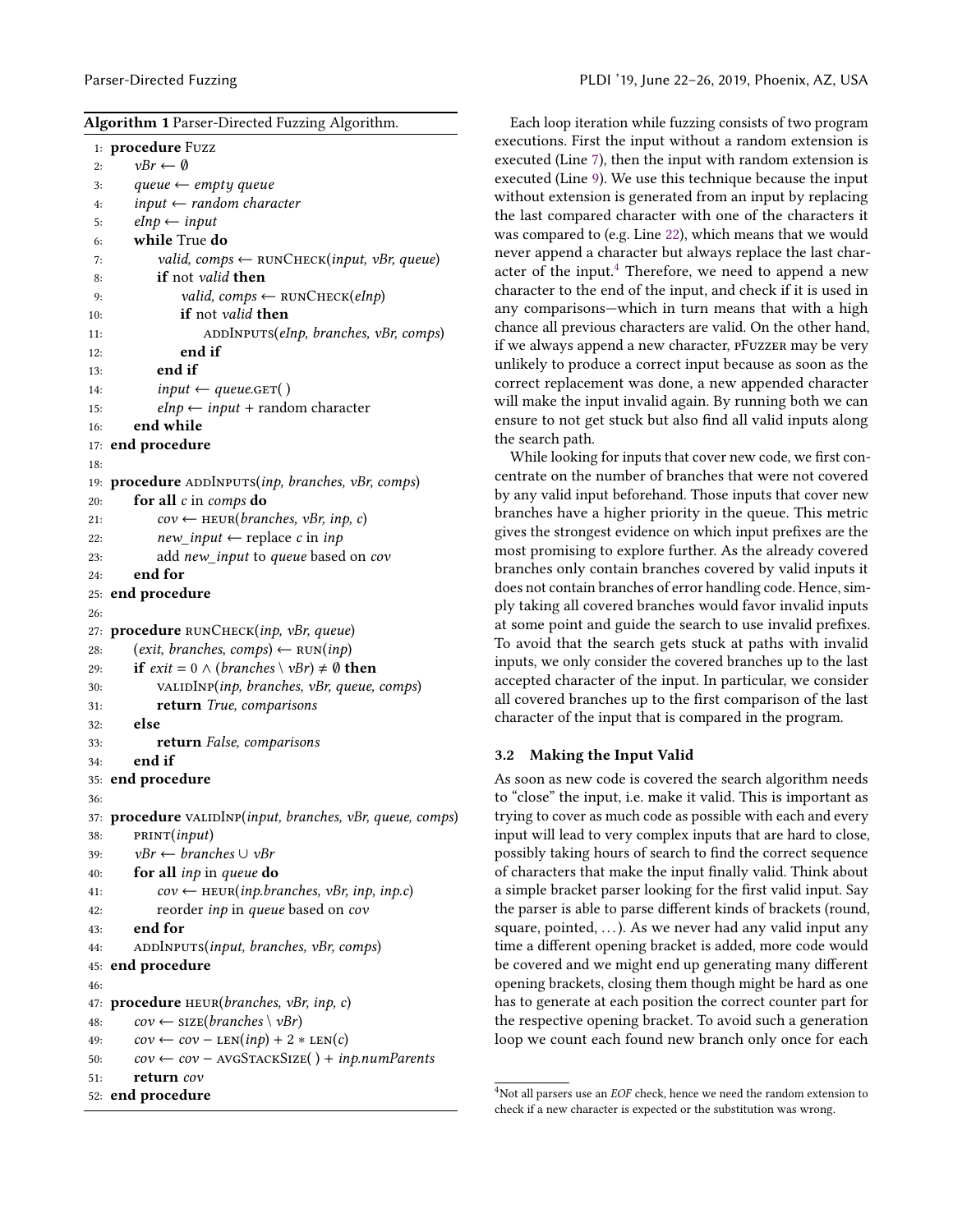**Algorithm 1** Parser-Directed Fuzzing Algorithm.

```
 1: procedure Fuzz
 2:     vBr ← ∅
 3:     queue ← empty queue
 4:     input ← random character
 5:     eInp ← input
 6:     while True do
 7:         valid, comps ← runCheck(input, vBr, queue)
 8:         if not valid then
 9:             valid, comps ← runCheck(eInp)
10:             if not valid then
11:                 addInputs(eInp, branches, vBr, comps)
12:             end if
13:         end if
14:         input ← queue.get( )
15:         eInp ← input + random character
16:     end while
17: end procedure
18:
19: procedure addInputs(inp, branches, vBr, comps)
20:     for all c in comps do
21:         cov ← heur(branches, vBr, inp, c)
22:         new_input ← replace c in inp
23:         add new_input to queue based on cov
24:     end for
25: end procedure
26:
27: procedure runCheck(inp, vBr, queue)
28:     (exit, branches, comps) ← run(inp)
29:     if exit = 0 ∧ (branches \ vBr) ≠ ∅ then
30:         validInp(inp, branches, vBr, queue, comps)
31:         return True, comparisons
32:     else
33:         return False, comparisons
34:     end if
35: end procedure
36:
37: procedure validInp(input, branches, vBr, queue, comps)
38:     print(input)
39:     vBr ← branches ∪ vBr
40:     for all inp in queue do
41:         cov ← heur(inp.branches, vBr, inp, inp.c)
42:         reorder inp in queue based on cov
43:     end for
44:     addInputs(input, branches, vBr, comps)
45: end procedure
46:
47: procedure heur(branches, vBr, inp, c)
48:     cov ← size(branches \ vBr)
49:     cov ← cov − len(inp) + 2 ∗ len(c)
50:     cov ← cov − avgStackSize( ) + inp.numParents
51:     return cov
52: end procedure
```

Each loop iteration while fuzzing consists of two program executions. First the input without a random extension is executed (Line 7), then the input with random extension is executed (Line 9). We use this technique because the input without extension is generated from an input by replacing the last compared character with one of the characters it was compared to (e.g. Line 22), which means that we would never append a character but always replace the last character of the input.[4] Therefore, we need to append a new character to the end of the input, and check if it is used in any comparisons—which in turn means that with a high chance all previous characters are valid. On the other hand, if we always append a new character, pFuzzer may be very unlikely to produce a correct input because as soon as the correct replacement was done, a new appended character will make the input invalid again. By running both we can ensure to not get stuck but also find all valid inputs along the search path.

While looking for inputs that cover new code, we first concentrate on the number of branches that were not covered by any valid input beforehand. Those inputs that cover new branches have a higher priority in the queue. This metric gives the strongest evidence on which input prefixes are the most promising to explore further. As the already covered branches only contain branches covered by valid inputs it does not contain branches of error handling code. Hence, simply taking all covered branches would favor invalid inputs at some point and guide the search to use invalid prefixes. To avoid that the search gets stuck at paths with invalid inputs, we only consider the covered branches up to the last accepted character of the input. In particular, we consider all covered branches up to the first comparison of the last character of the input that is compared in the program.

### 3.2 Making the Input Valid

As soon as new code is covered the search algorithm needs to "close" the input, i.e. make it valid. This is important as trying to cover as much code as possible with each and every input will lead to very complex inputs that are hard to close, possibly taking hours of search to find the correct sequence of characters that make the input finally valid. Think about a simple bracket parser looking for the first valid input. Say the parser is able to parse different kinds of brackets (round, square, pointed, ...). As we never had any valid input any time a different opening bracket is added, more code would be covered and we might end up generating many different opening brackets, closing them though might be hard as one has to generate at each position the correct counter part for the respective opening bracket. To avoid such a generation loop we count each found new branch only once for each

[4] Not all parsers use an *EOF* check, hence we need the random extension to check if a new character is expected or the substitution was wrong.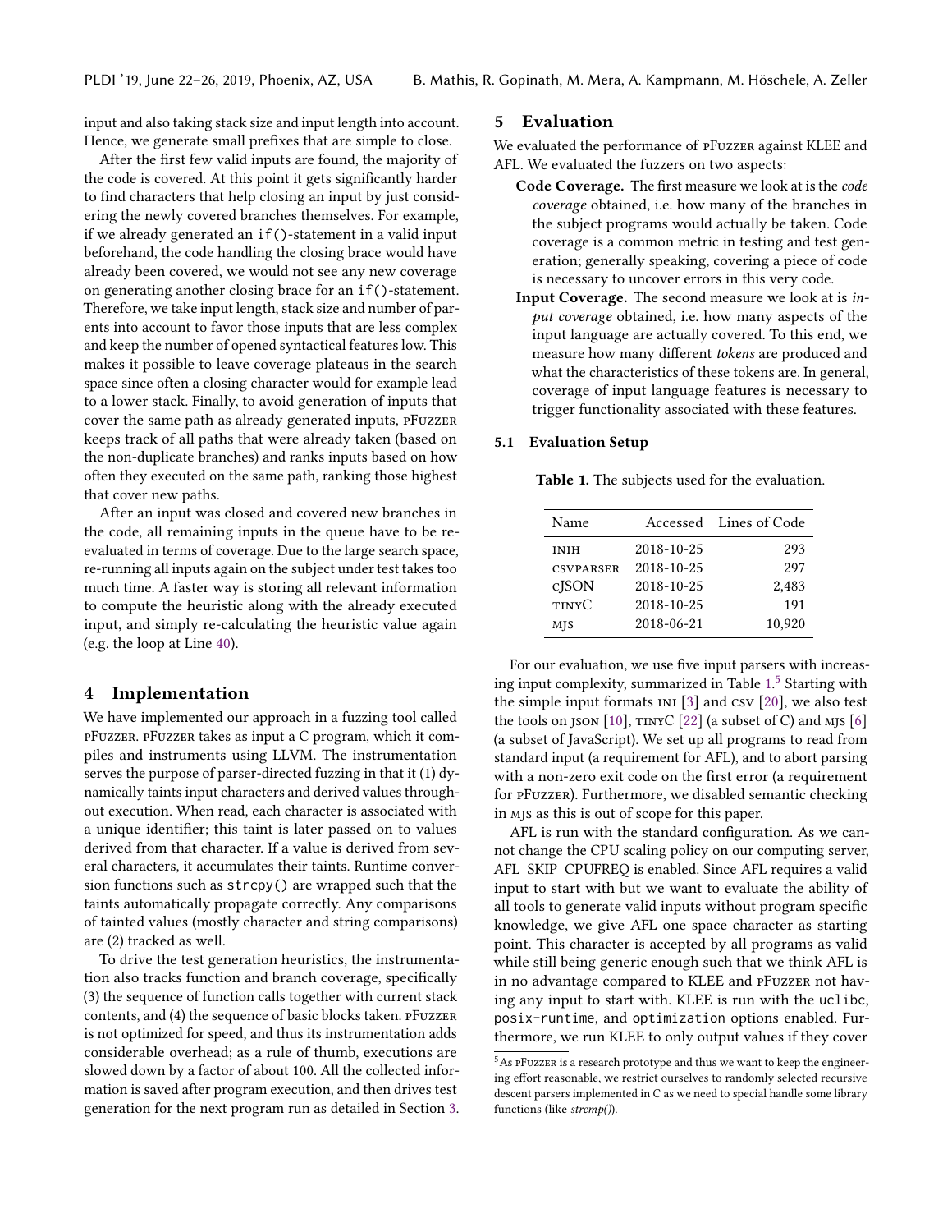input and also taking stack size and input length into account. Hence, we generate small prefixes that are simple to close.

After the first few valid inputs are found, the majority of the code is covered. At this point it gets significantly harder to find characters that help closing an input by just considering the newly covered branches themselves. For example, if we already generated an `if()`-statement in a valid input beforehand, the code handling the closing brace would have already been covered, we would not see any new coverage on generating another closing brace for an `if()`-statement. Therefore, we take input length, stack size and number of parents into account to favor those inputs that are less complex and keep the number of opened syntactical features low. This makes it possible to leave coverage plateaus in the search space since often a closing character would for example lead to a lower stack. Finally, to avoid generation of inputs that cover the same path as already generated inputs, pFuzzer keeps track of all paths that were already taken (based on the non-duplicate branches) and ranks inputs based on how often they executed on the same path, ranking those highest that cover new paths.

After an input was closed and covered new branches in the code, all remaining inputs in the queue have to be re-evaluated in terms of coverage. Due to the large search space, re-running all inputs again on the subject under test takes too much time. A faster way is storing all relevant information to compute the heuristic along with the already executed input, and simply re-calculating the heuristic value again (e.g. the loop at Line 40).

# 4 Implementation

We have implemented our approach in a fuzzing tool called pFuzzer. pFuzzer takes as input a C program, which it compiles and instruments using LLVM. The instrumentation serves the purpose of parser-directed fuzzing in that it (1) dynamically taints input characters and derived values throughout execution. When read, each character is associated with a unique identifier; this taint is later passed on to values derived from that character. If a value is derived from several characters, it accumulates their taints. Runtime conversion functions such as `strcpy()` are wrapped such that the taints automatically propagate correctly. Any comparisons of tainted values (mostly character and string comparisons) are (2) tracked as well.

To drive the test generation heuristics, the instrumentation also tracks function and branch coverage, specifically (3) the sequence of function calls together with current stack contents, and (4) the sequence of basic blocks taken. pFuzzer is not optimized for speed, and thus its instrumentation adds considerable overhead; as a rule of thumb, executions are slowed down by a factor of about 100. All the collected information is saved after program execution, and then drives test generation for the next program run as detailed in Section 3.

# 5 Evaluation

We evaluated the performance of pFuzzer against KLEE and AFL. We evaluated the fuzzers on two aspects:

**Code Coverage.** The first measure we look at is the *code coverage* obtained, i.e. how many of the branches in the subject programs would actually be taken. Code coverage is a common metric in testing and test generation; generally speaking, covering a piece of code is necessary to uncover errors in this very code.

**Input Coverage.** The second measure we look at is *input coverage* obtained, i.e. how many aspects of the input language are actually covered. To this end, we measure how many different *tokens* are produced and what the characteristics of these tokens are. In general, coverage of input language features is necessary to trigger functionality associated with these features.

## 5.1 Evaluation Setup

**Table 1.** The subjects used for the evaluation.

| Name | Accessed | Lines of Code |
|---|---|---|
| INIH | 2018-10-25 | 293 |
| CSVPARSER | 2018-10-25 | 297 |
| cJSON | 2018-10-25 | 2,483 |
| TINYC | 2018-10-25 | 191 |
| MJS | 2018-06-21 | 10,920 |

For our evaluation, we use five input parsers with increasing input complexity, summarized in Table 1.[5] Starting with the simple input formats INI [3] and CSV [20], we also test the tools on JSON [10], TINYC [22] (a subset of C) and MJS [6] (a subset of JavaScript). We set up all programs to read from standard input (a requirement for AFL), and to abort parsing with a non-zero exit code on the first error (a requirement for pFuzzer). Furthermore, we disabled semantic checking in MJS as this is out of scope for this paper.

AFL is run with the standard configuration. As we cannot change the CPU scaling policy on our computing server, AFL_SKIP_CPUFREQ is enabled. Since AFL requires a valid input to start with but we want to evaluate the ability of all tools to generate valid inputs without program specific knowledge, we give AFL one space character as starting point. This character is accepted by all programs as valid while still being generic enough such that we think AFL is in no advantage compared to KLEE and pFuzzer not having any input to start with. KLEE is run with the `uclibc`, `posix-runtime`, and `optimization` options enabled. Furthermore, we run KLEE to only output values if they cover

[5] As pFuzzer is a research prototype and thus we want to keep the engineering effort reasonable, we restrict ourselves to randomly selected recursive descent parsers implemented in C as we need to special handle some library functions (like *strcmp()*).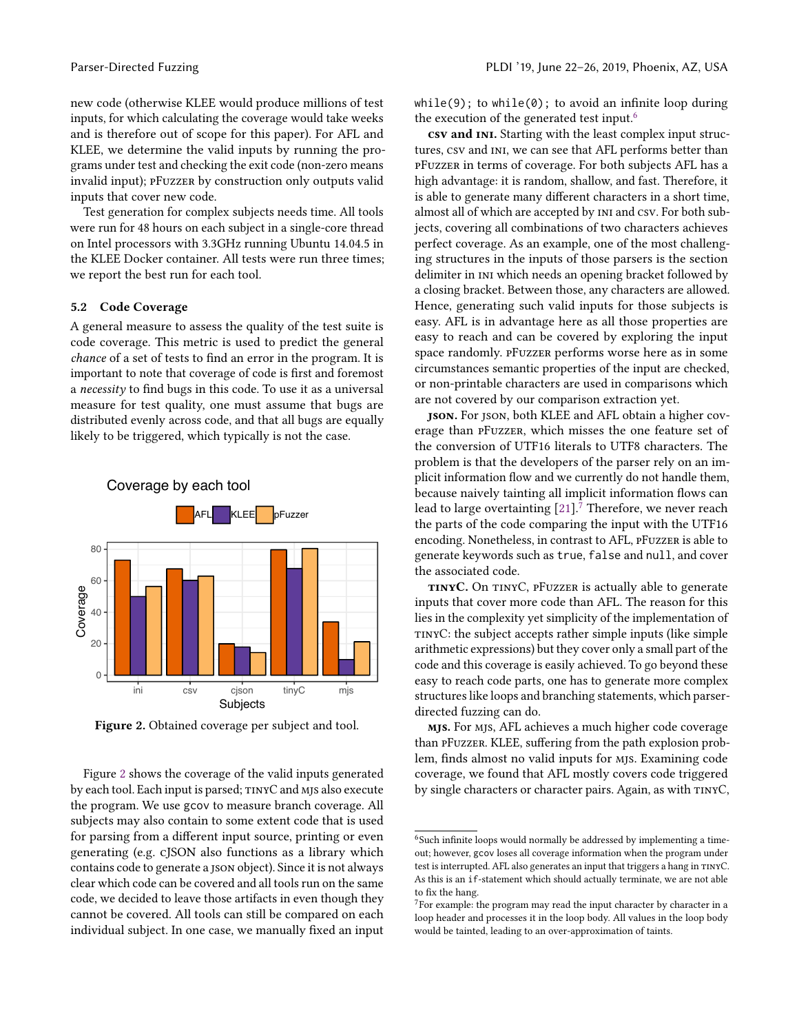new code (otherwise KLEE would produce millions of test inputs, for which calculating the coverage would take weeks and is therefore out of scope for this paper). For AFL and KLEE, we determine the valid inputs by running the programs under test and checking the exit code (non-zero means invalid input); pFuzzer by construction only outputs valid inputs that cover new code.

Test generation for complex subjects needs time. All tools were run for 48 hours on each subject in a single-core thread on Intel processors with 3.3GHz running Ubuntu 14.04.5 in the KLEE Docker container. All tests were run three times; we report the best run for each tool.

### 5.2 Code Coverage

A general measure to assess the quality of the test suite is code coverage. This metric is used to predict the general *chance* of a set of tests to find an error in the program. It is important to note that coverage of code is first and foremost a *necessity* to find bugs in this code. To use it as a universal measure for test quality, one must assume that bugs are distributed evenly across code, and that all bugs are equally likely to be triggered, which typically is not the case.

Coverage by each tool

AFL KLEE pFuzzer

Coverage

0
20
40
60
80

ini csv cjson tinyC mjs

Subjects

**Figure 2.** Obtained coverage per subject and tool.

Figure 2 shows the coverage of the valid inputs generated by each tool. Each input is parsed; tinyC and mjs also execute the program. We use gcov to measure branch coverage. All subjects may also contain to some extent code that is used for parsing from a different input source, printing or even generating (e.g. cJSON also functions as a library which contains code to generate a json object). Since it is not always clear which code can be covered and all tools run on the same code, we decided to leave those artifacts in even though they cannot be covered. All tools can still be compared on each individual subject. In one case, we manually fixed an input `while(9);` to `while(0);` to avoid an infinite loop during the execution of the generated test input.[6]

**csv and ini.** Starting with the least complex input structures, csv and ini, we can see that AFL performs better than pFuzzer in terms of coverage. For both subjects AFL has a high advantage: it is random, shallow, and fast. Therefore, it is able to generate many different characters in a short time, almost all of which are accepted by ini and csv. For both subjects, covering all combinations of two characters achieves perfect coverage. As an example, one of the most challenging structures in the inputs of those parsers is the section delimiter in ini which needs an opening bracket followed by a closing bracket. Between those, any characters are allowed. Hence, generating such valid inputs for those subjects is easy. AFL is in advantage here as all those properties are easy to reach and can be covered by exploring the input space randomly. pFuzzer performs worse here as in some circumstances semantic properties of the input are checked, or non-printable characters are used in comparisons which are not covered by our comparison extraction yet.

**json.** For json, both KLEE and AFL obtain a higher coverage than pFuzzer, which misses the one feature set of the conversion of UTF16 literals to UTF8 characters. The problem is that the developers of the parser rely on an implicit information flow and we currently do not handle them, because naively tainting all implicit information flows can lead to large overtainting [21].[7] Therefore, we never reach the parts of the code comparing the input with the UTF16 encoding. Nonetheless, in contrast to AFL, pFuzzer is able to generate keywords such as `true`, `false` and `null`, and cover the associated code.

**tinyC.** On tinyC, pFuzzer is actually able to generate inputs that cover more code than AFL. The reason for this lies in the complexity yet simplicity of the implementation of tinyC: the subject accepts rather simple inputs (like simple arithmetic expressions) but they cover only a small part of the code and this coverage is easily achieved. To go beyond these easy to reach code parts, one has to generate more complex structures like loops and branching statements, which parser-directed fuzzing can do.

**mjs.** For mjs, AFL achieves a much higher code coverage than pFuzzer. KLEE, suffering from the path explosion problem, finds almost no valid inputs for mjs. Examining code coverage, we found that AFL mostly covers code triggered by single characters or character pairs. Again, as with tinyC,

---

[6] Such infinite loops would normally be addressed by implementing a timeout; however, gcov loses all coverage information when the program under test is interrupted. AFL also generates an input that triggers a hang in tinyC. As this is an `if`-statement which should actually terminate, we are not able to fix the hang.

[7] For example: the program may read the input character by character in a loop header and processes it in the loop body. All values in the loop body would be tainted, leading to an over-approximation of taints.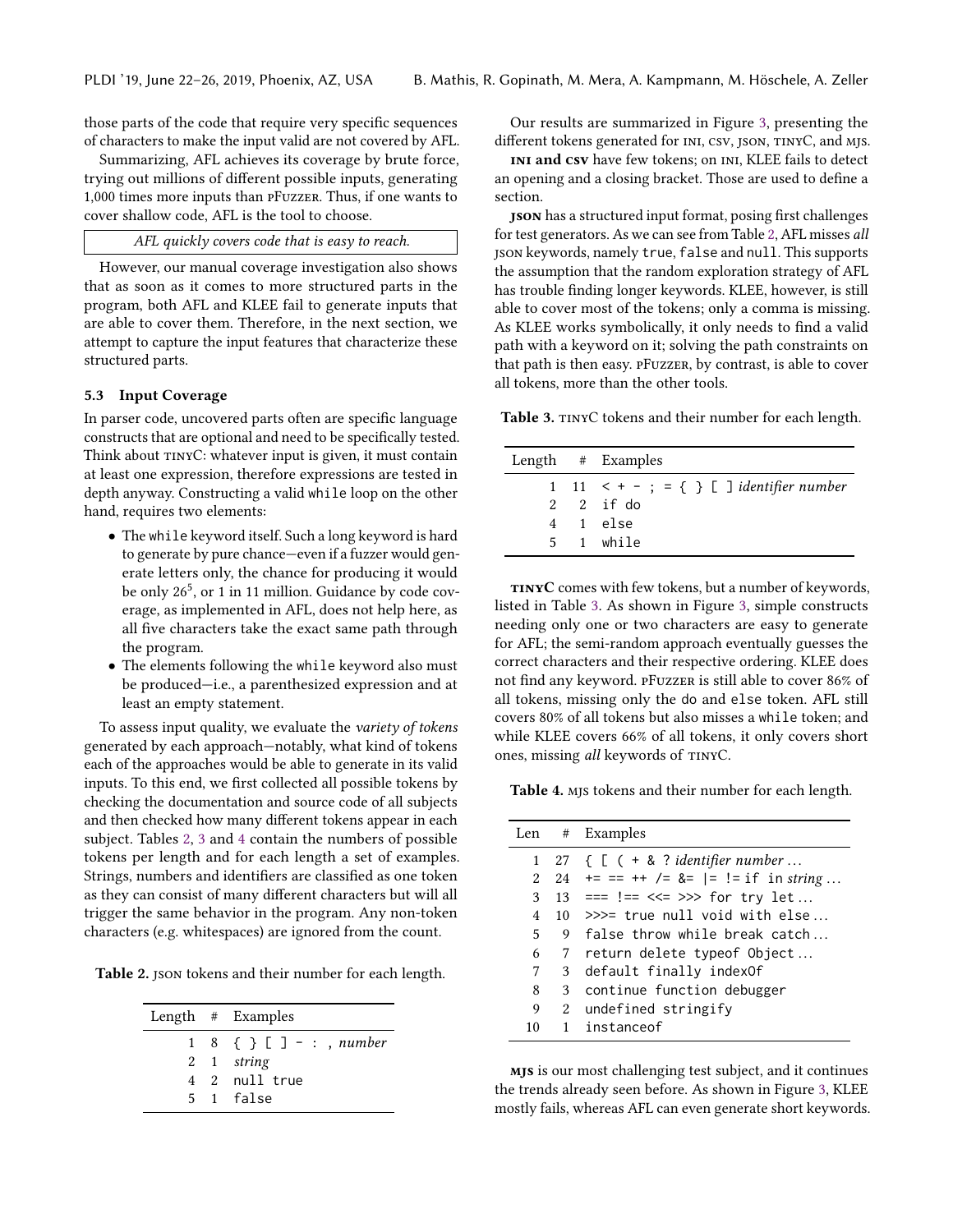those parts of the code that require very specific sequences of characters to make the input valid are not covered by AFL.

Summarizing, AFL achieves its coverage by brute force, trying out millions of different possible inputs, generating 1,000 times more inputs than pFuzzer. Thus, if one wants to cover shallow code, AFL is the tool to choose.

*AFL quickly covers code that is easy to reach.*

However, our manual coverage investigation also shows that as soon as it comes to more structured parts in the program, both AFL and KLEE fail to generate inputs that are able to cover them. Therefore, in the next section, we attempt to capture the input features that characterize these structured parts.

### 5.3 Input Coverage

In parser code, uncovered parts often are specific language constructs that are optional and need to be specifically tested. Think about tinyC: whatever input is given, it must contain at least one expression, therefore expressions are tested in depth anyway. Constructing a valid `while` loop on the other hand, requires two elements:

- The `while` keyword itself. Such a long keyword is hard to generate by pure chance—even if a fuzzer would generate letters only, the chance for producing it would be only $26^5$, or 1 in 11 million. Guidance by code coverage, as implemented in AFL, does not help here, as all five characters take the exact same path through the program.
- The elements following the `while` keyword also must be produced—i.e., a parenthesized expression and at least an empty statement.

To assess input quality, we evaluate the *variety of tokens* generated by each approach—notably, what kind of tokens each of the approaches would be able to generate in its valid inputs. To this end, we first collected all possible tokens by checking the documentation and source code of all subjects and then checked how many different tokens appear in each subject. Tables 2, 3 and 4 contain the numbers of possible tokens per length and for each length a set of examples. Strings, numbers and identifiers are classified as one token as they can consist of many different characters but will all trigger the same behavior in the program. Any non-token characters (e.g. whitespaces) are ignored from the count.

**Table 2.** json tokens and their number for each length.

| Length | # | Examples |
|---|---|---|
| 1 | 8 | `{ } [ ] - : ,` *number* |
| 2 | 1 | *string* |
| 4 | 2 | `null true` |
| 5 | 1 | `false` |

Our results are summarized in Figure 3, presenting the different tokens generated for ini, csv, json, tinyC, and mjs.

**ini and csv** have few tokens; on ini, KLEE fails to detect an opening and a closing bracket. Those are used to define a section.

**json** has a structured input format, posing first challenges for test generators. As we can see from Table 2, AFL misses *all* json keywords, namely `true`, `false` and `null`. This supports the assumption that the random exploration strategy of AFL has trouble finding longer keywords. KLEE, however, is still able to cover most of the tokens; only a comma is missing. As KLEE works symbolically, it only needs to find a valid path with a keyword on it; solving the path constraints on that path is then easy. pFuzzer, by contrast, is able to cover all tokens, more than the other tools.

**Table 3.** tinyC tokens and their number for each length.

| Length | # | Examples |
|---|---|---|
| 1 | 11 | `< + - ; = { } [ ]` *identifier number* |
| 2 | 2 | `if do` |
| 4 | 1 | `else` |
| 5 | 1 | `while` |

**tinyC** comes with few tokens, but a number of keywords, listed in Table 3. As shown in Figure 3, simple constructs needing only one or two characters are easy to generate for AFL; the semi-random approach eventually guesses the correct characters and their respective ordering. KLEE does not find any keyword. pFuzzer is still able to cover 86% of all tokens, missing only the `do` and `else` token. AFL still covers 80% of all tokens but also misses a `while` token; and while KLEE covers 66% of all tokens, it only covers short ones, missing *all* keywords of tinyC.

**Table 4.** mjs tokens and their number for each length.

| Len | # | Examples |
|---|---|---|
| 1 | 27 | `{ [ ( + & ?` *identifier number* ... |
| 2 | 24 | `+= == ++ /= &= \|= != if in` *string* ... |
| 3 | 13 | `=== !== <<= >>> for try let` ... |
| 4 | 10 | `>>>= true null void with else` ... |
| 5 | 9 | `false throw while break catch` ... |
| 6 | 7 | `return delete typeof Object` ... |
| 7 | 3 | `default finally indexOf` |
| 8 | 3 | `continue function debugger` |
| 9 | 2 | `undefined stringify` |
| 10 | 1 | `instanceof` |

**mjs** is our most challenging test subject, and it continues the trends already seen before. As shown in Figure 3, KLEE mostly fails, whereas AFL can even generate short keywords.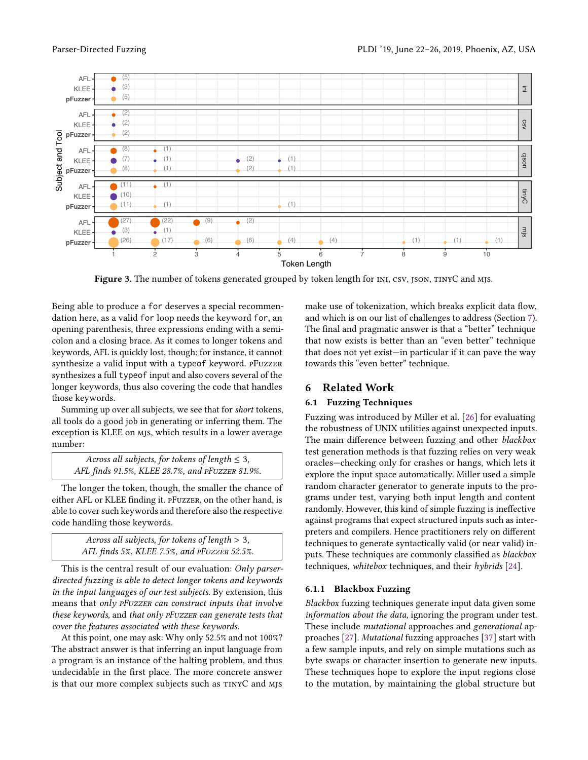**Figure 3.** The number of tokens generated grouped by token length for INI, CSV, JSON, TINYC and MJS.

Being able to produce a `for` deserves a special recommendation here, as a valid `for` loop needs the keyword `for`, an opening parenthesis, three expressions ending with a semicolon and a closing brace. As it comes to longer tokens and keywords, AFL is quickly lost, though; for instance, it cannot synthesize a valid input with a `typeof` keyword. PFUZZER synthesizes a full `typeof` input and also covers several of the longer keywords, thus also covering the code that handles those keywords.

Summing up over all subjects, we see that for *short* tokens, all tools do a good job in generating or inferring them. The exception is KLEE on MJS, which results in a lower average number:

> *Across all subjects, for tokens of length $\leq 3$, AFL finds 91.5%, KLEE 28.7%, and PFUZZER 81.9%.*

The longer the token, though, the smaller the chance of either AFL or KLEE finding it. PFUZZER, on the other hand, is able to cover such keywords and therefore also the respective code handling those keywords.

> *Across all subjects, for tokens of length $> 3$, AFL finds 5%, KLEE 7.5%, and PFUZZER 52.5%.*

This is the central result of our evaluation: *Only parser-directed fuzzing is able to detect longer tokens and keywords in the input languages of our test subjects.* By extension, this means that *only PFUZZER can construct inputs that involve these keywords,* and *that only PFUZZER can generate tests that cover the features associated with these keywords.*

At this point, one may ask: Why only 52.5% and not 100%? The abstract answer is that inferring an input language from a program is an instance of the halting problem, and thus undecidable in the first place. The more concrete answer is that our more complex subjects such as TINYC and MJS make use of tokenization, which breaks explicit data flow, and which is on our list of challenges to address (Section 7). The final and pragmatic answer is that a "better" technique that now exists is better than an "even better" technique that does not yet exist—in particular if it can pave the way towards this "even better" technique.

## 6 Related Work

### 6.1 Fuzzing Techniques

Fuzzing was introduced by Miller et al. [26] for evaluating the robustness of UNIX utilities against unexpected inputs. The main difference between fuzzing and other *blackbox* test generation methods is that fuzzing relies on very weak oracles—checking only for crashes or hangs, which lets it explore the input space automatically. Miller used a simple random character generator to generate inputs to the programs under test, varying both input length and content randomly. However, this kind of simple fuzzing is ineffective against programs that expect structured inputs such as interpreters and compilers. Hence practitioners rely on different techniques to generate syntactically valid (or near valid) inputs. These techniques are commonly classified as *blackbox* techniques, *whitebox* techniques, and their *hybrids* [24].

#### 6.1.1 Blackbox Fuzzing

*Blackbox* fuzzing techniques generate input data given some *information about the data,* ignoring the program under test. These include *mutational* approaches and *generational* approaches [27]. *Mutational* fuzzing approaches [37] start with a few sample inputs, and rely on simple mutations such as byte swaps or character insertion to generate new inputs. These techniques hope to explore the input regions close to the mutation, by maintaining the global structure but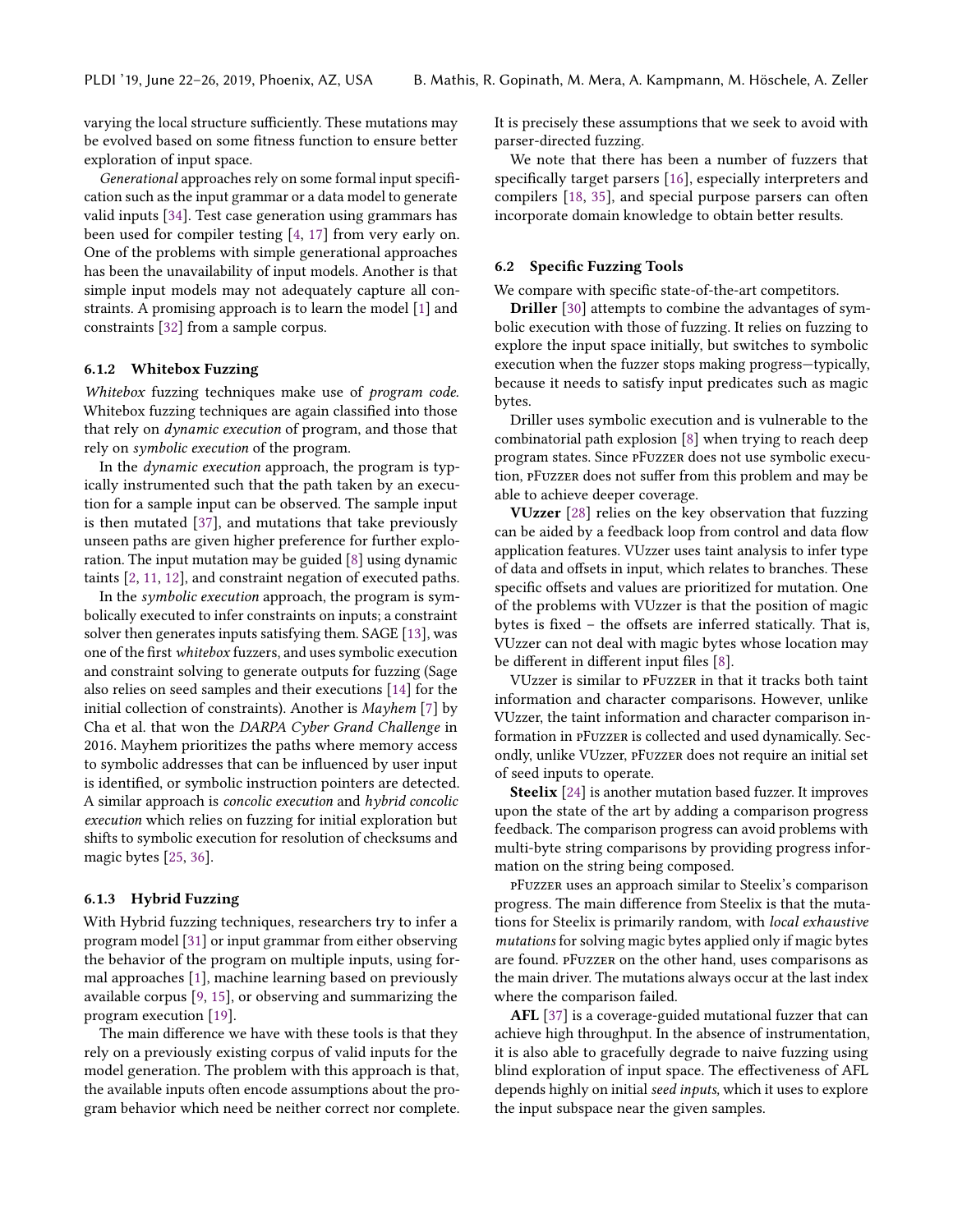varying the local structure sufficiently. These mutations may be evolved based on some fitness function to ensure better exploration of input space.

*Generational* approaches rely on some formal input specification such as the input grammar or a data model to generate valid inputs [34]. Test case generation using grammars has been used for compiler testing [4, 17] from very early on. One of the problems with simple generational approaches has been the unavailability of input models. Another is that simple input models may not adequately capture all constraints. A promising approach is to learn the model [1] and constraints [32] from a sample corpus.

#### 6.1.2 Whitebox Fuzzing

*Whitebox* fuzzing techniques make use of *program code.* Whitebox fuzzing techniques are again classified into those that rely on *dynamic execution* of program, and those that rely on *symbolic execution* of the program.

In the *dynamic execution* approach, the program is typically instrumented such that the path taken by an execution for a sample input can be observed. The sample input is then mutated [37], and mutations that take previously unseen paths are given higher preference for further exploration. The input mutation may be guided [8] using dynamic taints [2, 11, 12], and constraint negation of executed paths.

In the *symbolic execution* approach, the program is symbolically executed to infer constraints on inputs; a constraint solver then generates inputs satisfying them. SAGE [13], was one of the first *whitebox* fuzzers, and uses symbolic execution and constraint solving to generate outputs for fuzzing (Sage also relies on seed samples and their executions [14] for the initial collection of constraints). Another is *Mayhem* [7] by Cha et al. that won the *DARPA Cyber Grand Challenge* in 2016. Mayhem prioritizes the paths where memory access to symbolic addresses that can be influenced by user input is identified, or symbolic instruction pointers are detected. A similar approach is *concolic execution* and *hybrid concolic execution* which relies on fuzzing for initial exploration but shifts to symbolic execution for resolution of checksums and magic bytes [25, 36].

#### 6.1.3 Hybrid Fuzzing

With Hybrid fuzzing techniques, researchers try to infer a program model [31] or input grammar from either observing the behavior of the program on multiple inputs, using formal approaches [1], machine learning based on previously available corpus [9, 15], or observing and summarizing the program execution [19].

The main difference we have with these tools is that they rely on a previously existing corpus of valid inputs for the model generation. The problem with this approach is that, the available inputs often encode assumptions about the program behavior which need be neither correct nor complete. It is precisely these assumptions that we seek to avoid with parser-directed fuzzing.

We note that there has been a number of fuzzers that specifically target parsers [16], especially interpreters and compilers [18, 35], and special purpose parsers can often incorporate domain knowledge to obtain better results.

### 6.2 Specific Fuzzing Tools

We compare with specific state-of-the-art competitors.

**Driller** [30] attempts to combine the advantages of symbolic execution with those of fuzzing. It relies on fuzzing to explore the input space initially, but switches to symbolic execution when the fuzzer stops making progress—typically, because it needs to satisfy input predicates such as magic bytes.

Driller uses symbolic execution and is vulnerable to the combinatorial path explosion [8] when trying to reach deep program states. Since pFuzzer does not use symbolic execution, pFuzzer does not suffer from this problem and may be able to achieve deeper coverage.

**VUzzer** [28] relies on the key observation that fuzzing can be aided by a feedback loop from control and data flow application features. VUzzer uses taint analysis to infer type of data and offsets in input, which relates to branches. These specific offsets and values are prioritized for mutation. One of the problems with VUzzer is that the position of magic bytes is fixed – the offsets are inferred statically. That is, VUzzer can not deal with magic bytes whose location may be different in different input files [8].

VUzzer is similar to pFuzzer in that it tracks both taint information and character comparisons. However, unlike VUzzer, the taint information and character comparison information in pFuzzer is collected and used dynamically. Secondly, unlike VUzzer, pFuzzer does not require an initial set of seed inputs to operate.

**Steelix** [24] is another mutation based fuzzer. It improves upon the state of the art by adding a comparison progress feedback. The comparison progress can avoid problems with multi-byte string comparisons by providing progress information on the string being composed.

pFuzzer uses an approach similar to Steelix's comparison progress. The main difference from Steelix is that the mutations for Steelix is primarily random, with *local exhaustive mutations* for solving magic bytes applied only if magic bytes are found. pFuzzer on the other hand, uses comparisons as the main driver. The mutations always occur at the last index where the comparison failed.

**AFL** [37] is a coverage-guided mutational fuzzer that can achieve high throughput. In the absence of instrumentation, it is also able to gracefully degrade to naive fuzzing using blind exploration of input space. The effectiveness of AFL depends highly on initial *seed inputs,* which it uses to explore the input subspace near the given samples.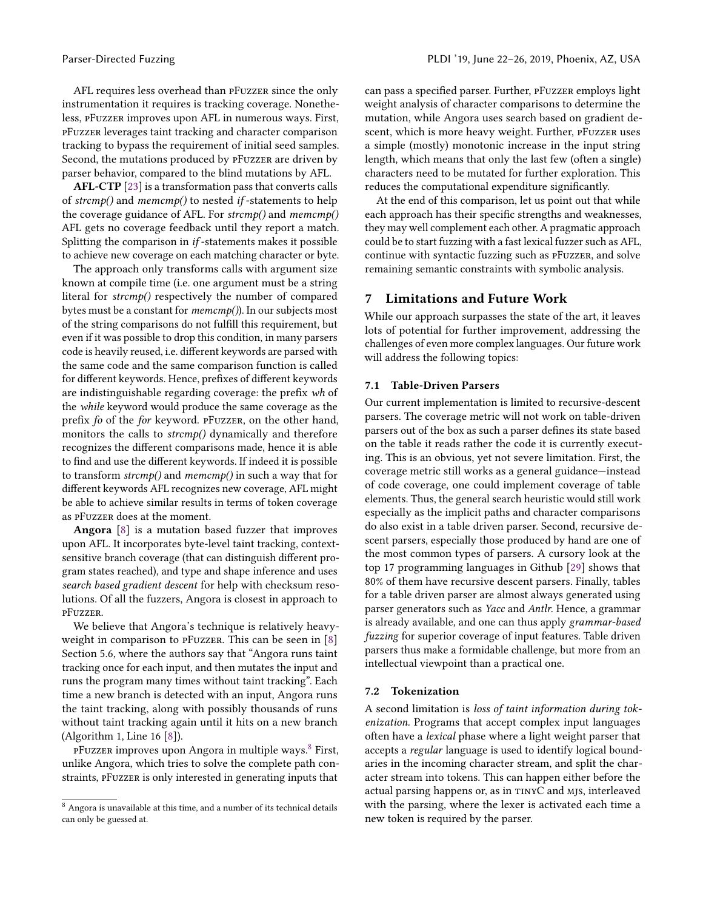AFL requires less overhead than pFuzzer since the only instrumentation it requires is tracking coverage. Nonetheless, pFuzzer improves upon AFL in numerous ways. First, pFuzzer leverages taint tracking and character comparison tracking to bypass the requirement of initial seed samples. Second, the mutations produced by pFuzzer are driven by parser behavior, compared to the blind mutations by AFL.

**AFL-CTP** [23] is a transformation pass that converts calls of *strcmp()* and *memcmp()* to nested *if*-statements to help the coverage guidance of AFL. For *strcmp()* and *memcmp()* AFL gets no coverage feedback until they report a match. Splitting the comparison in *if*-statements makes it possible to achieve new coverage on each matching character or byte.

The approach only transforms calls with argument size known at compile time (i.e. one argument must be a string literal for *strcmp()* respectively the number of compared bytes must be a constant for *memcmp()*). In our subjects most of the string comparisons do not fulfill this requirement, but even if it was possible to drop this condition, in many parsers code is heavily reused, i.e. different keywords are parsed with the same code and the same comparison function is called for different keywords. Hence, prefixes of different keywords are indistinguishable regarding coverage: the prefix *wh* of the *while* keyword would produce the same coverage as the prefix *fo* of the *for* keyword. pFuzzer, on the other hand, monitors the calls to *strcmp()* dynamically and therefore recognizes the different comparisons made, hence it is able to find and use the different keywords. If indeed it is possible to transform *strcmp()* and *memcmp()* in such a way that for different keywords AFL recognizes new coverage, AFL might be able to achieve similar results in terms of token coverage as pFuzzer does at the moment.

**Angora** [8] is a mutation based fuzzer that improves upon AFL. It incorporates byte-level taint tracking, context-sensitive branch coverage (that can distinguish different program states reached), and type and shape inference and uses *search based gradient descent* for help with checksum resolutions. Of all the fuzzers, Angora is closest in approach to pFuzzer.

We believe that Angora's technique is relatively heavy-weight in comparison to pFuzzer. This can be seen in [8] Section 5.6, where the authors say that "Angora runs taint tracking once for each input, and then mutates the input and runs the program many times without taint tracking". Each time a new branch is detected with an input, Angora runs the taint tracking, along with possibly thousands of runs without taint tracking again until it hits on a new branch (Algorithm 1, Line 16 [8]).

pFuzzer improves upon Angora in multiple ways.[8] First, unlike Angora, which tries to solve the complete path constraints, pFuzzer is only interested in generating inputs that can pass a specified parser. Further, pFuzzer employs light weight analysis of character comparisons to determine the mutation, while Angora uses search based on gradient descent, which is more heavy weight. Further, pFuzzer uses a simple (mostly) monotonic increase in the input string length, which means that only the last few (often a single) characters need to be mutated for further exploration. This reduces the computational expenditure significantly.

At the end of this comparison, let us point out that while each approach has their specific strengths and weaknesses, they may well complement each other. A pragmatic approach could be to start fuzzing with a fast lexical fuzzer such as AFL, continue with syntactic fuzzing such as pFuzzer, and solve remaining semantic constraints with symbolic analysis.

[8] Angora is unavailable at this time, and a number of its technical details can only be guessed at.

## 7 Limitations and Future Work

While our approach surpasses the state of the art, it leaves lots of potential for further improvement, addressing the challenges of even more complex languages. Our future work will address the following topics:

### 7.1 Table-Driven Parsers

Our current implementation is limited to recursive-descent parsers. The coverage metric will not work on table-driven parsers out of the box as such a parser defines its state based on the table it reads rather the code it is currently executing. This is an obvious, yet not severe limitation. First, the coverage metric still works as a general guidance—instead of code coverage, one could implement coverage of table elements. Thus, the general search heuristic would still work especially as the implicit paths and character comparisons do also exist in a table driven parser. Second, recursive descent parsers, especially those produced by hand are one of the most common types of parsers. A cursory look at the top 17 programming languages in Github [29] shows that 80% of them have recursive descent parsers. Finally, tables for a table driven parser are almost always generated using parser generators such as *Yacc* and *Antlr*. Hence, a grammar is already available, and one can thus apply *grammar-based fuzzing* for superior coverage of input features. Table driven parsers thus make a formidable challenge, but more from an intellectual viewpoint than a practical one.

### 7.2 Tokenization

A second limitation is *loss of taint information during tokenization*. Programs that accept complex input languages often have a *lexical* phase where a light weight parser that accepts a *regular* language is used to identify logical boundaries in the incoming character stream, and split the character stream into tokens. This can happen either before the actual parsing happens or, as in tinyC and mjs, interleaved with the parsing, where the lexer is activated each time a new token is required by the parser.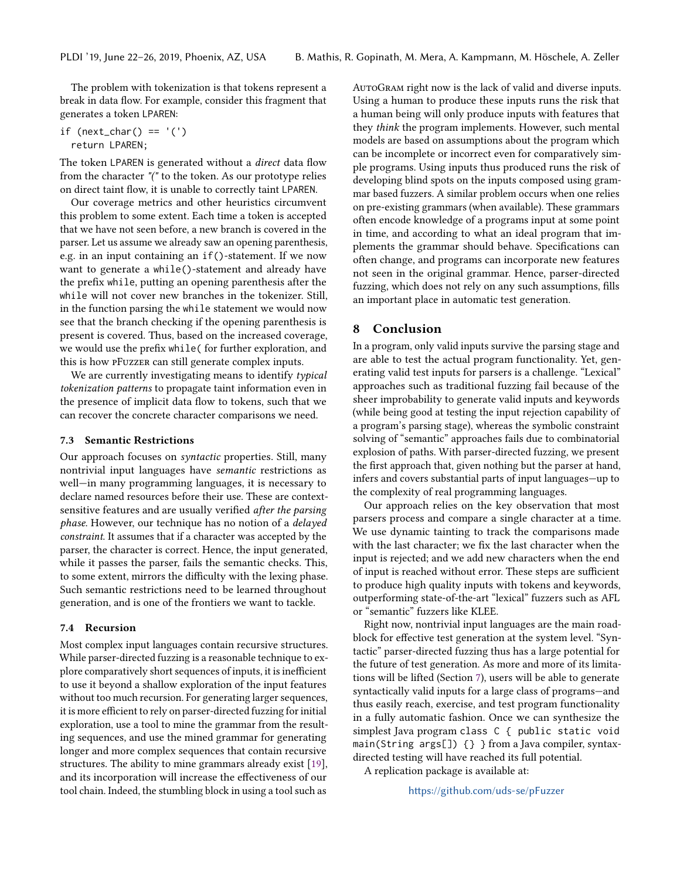The problem with tokenization is that tokens represent a break in data flow. For example, consider this fragment that generates a token LPAREN:

```
if (next_char() == '(')
  return LPAREN;
```

The token LPAREN is generated without a *direct* data flow from the character "(" to the token. As our prototype relies on direct taint flow, it is unable to correctly taint LPAREN.

Our coverage metrics and other heuristics circumvent this problem to some extent. Each time a token is accepted that we have not seen before, a new branch is covered in the parser. Let us assume we already saw an opening parenthesis, e.g. in an input containing an `if()`-statement. If we now want to generate a `while()`-statement and already have the prefix `while`, putting an opening parenthesis after the `while` will not cover new branches in the tokenizer. Still, in the function parsing the `while` statement we would now see that the branch checking if the opening parenthesis is present is covered. Thus, based on the increased coverage, we would use the prefix `while(` for further exploration, and this is how pFuzzer can still generate complex inputs.

We are currently investigating means to identify *typical tokenization patterns* to propagate taint information even in the presence of implicit data flow to tokens, such that we can recover the concrete character comparisons we need.

### 7.3 Semantic Restrictions

Our approach focuses on *syntactic* properties. Still, many nontrivial input languages have *semantic* restrictions as well—in many programming languages, it is necessary to declare named resources before their use. These are context-sensitive features and are usually verified *after the parsing phase*. However, our technique has no notion of a *delayed constraint*. It assumes that if a character was accepted by the parser, the character is correct. Hence, the input generated, while it passes the parser, fails the semantic checks. This, to some extent, mirrors the difficulty with the lexing phase. Such semantic restrictions need to be learned throughout generation, and is one of the frontiers we want to tackle.

### 7.4 Recursion

Most complex input languages contain recursive structures. While parser-directed fuzzing is a reasonable technique to explore comparatively short sequences of inputs, it is inefficient to use it beyond a shallow exploration of the input features without too much recursion. For generating larger sequences, it is more efficient to rely on parser-directed fuzzing for initial exploration, use a tool to mine the grammar from the resulting sequences, and use the mined grammar for generating longer and more complex sequences that contain recursive structures. The ability to mine grammars already exist [19], and its incorporation will increase the effectiveness of our tool chain. Indeed, the stumbling block in using a tool such as AutoGram right now is the lack of valid and diverse inputs. Using a human to produce these inputs runs the risk that a human being will only produce inputs with features that they *think* the program implements. However, such mental models are based on assumptions about the program which can be incomplete or incorrect even for comparatively simple programs. Using inputs thus produced runs the risk of developing blind spots on the inputs composed using grammar based fuzzers. A similar problem occurs when one relies on pre-existing grammars (when available). These grammars often encode knowledge of a programs input at some point in time, and according to what an ideal program that implements the grammar should behave. Specifications can often change, and programs can incorporate new features not seen in the original grammar. Hence, parser-directed fuzzing, which does not rely on any such assumptions, fills an important place in automatic test generation.

## 8 Conclusion

In a program, only valid inputs survive the parsing stage and are able to test the actual program functionality. Yet, generating valid test inputs for parsers is a challenge. "Lexical" approaches such as traditional fuzzing fail because of the sheer improbability to generate valid inputs and keywords (while being good at testing the input rejection capability of a program's parsing stage), whereas the symbolic constraint solving of "semantic" approaches fails due to combinatorial explosion of paths. With parser-directed fuzzing, we present the first approach that, given nothing but the parser at hand, infers and covers substantial parts of input languages—up to the complexity of real programming languages.

Our approach relies on the key observation that most parsers process and compare a single character at a time. We use dynamic tainting to track the comparisons made with the last character; we fix the last character when the input is rejected; and we add new characters when the end of input is reached without error. These steps are sufficient to produce high quality inputs with tokens and keywords, outperforming state-of-the-art "lexical" fuzzers such as AFL or "semantic" fuzzers like KLEE.

Right now, nontrivial input languages are the main roadblock for effective test generation at the system level. "Syntactic" parser-directed fuzzing thus has a large potential for the future of test generation. As more and more of its limitations will be lifted (Section 7), users will be able to generate syntactically valid inputs for a large class of programs—and thus easily reach, exercise, and test program functionality in a fully automatic fashion. Once we can synthesize the simplest Java program `class C { public static void main(String args[]) {} }` from a Java compiler, syntax-directed testing will have reached its full potential.

A replication package is available at:

https://github.com/uds-se/pFuzzer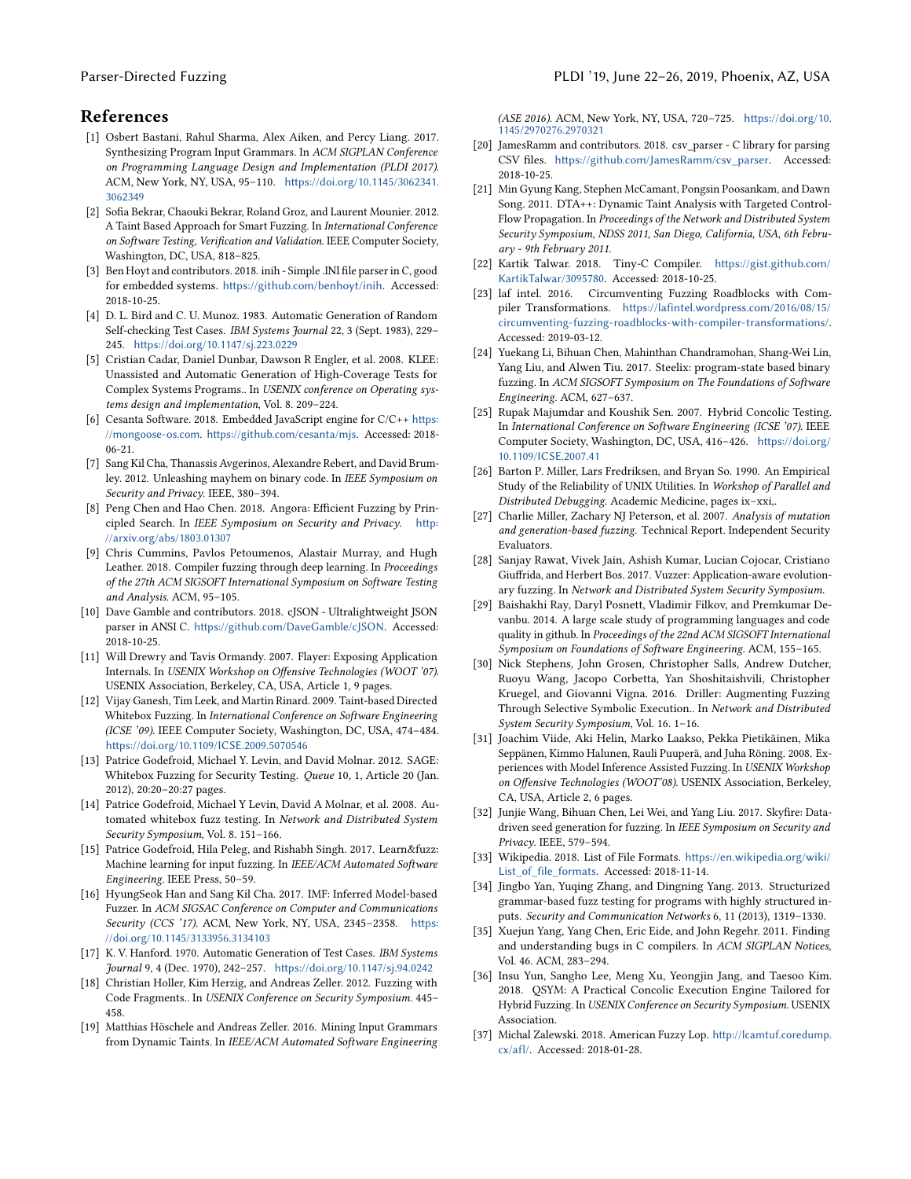# References

[1] Osbert Bastani, Rahul Sharma, Alex Aiken, and Percy Liang. 2017. Synthesizing Program Input Grammars. In *ACM SIGPLAN Conference on Programming Language Design and Implementation (PLDI 2017)*. ACM, New York, NY, USA, 95–110. https://doi.org/10.1145/3062341.3062349

[2] Sofia Bekrar, Chaouki Bekrar, Roland Groz, and Laurent Mounier. 2012. A Taint Based Approach for Smart Fuzzing. In *International Conference on Software Testing, Verification and Validation*. IEEE Computer Society, Washington, DC, USA, 818–825.

[3] Ben Hoyt and contributors. 2018. inih - Simple .INI file parser in C, good for embedded systems. https://github.com/benhoyt/inih. Accessed: 2018-10-25.

[4] D. L. Bird and C. U. Munoz. 1983. Automatic Generation of Random Self-checking Test Cases. *IBM Systems Journal* 22, 3 (Sept. 1983), 229–245. https://doi.org/10.1147/sj.223.0229

[5] Cristian Cadar, Daniel Dunbar, Dawson R Engler, et al. 2008. KLEE: Unassisted and Automatic Generation of High-Coverage Tests for Complex Systems Programs.. In *USENIX conference on Operating systems design and implementation*, Vol. 8. 209–224.

[6] Cesanta Software. 2018. Embedded JavaScript engine for C/C++ https://mongoose-os.com. https://github.com/cesanta/mjs. Accessed: 2018-06-21.

[7] Sang Kil Cha, Thanassis Avgerinos, Alexandre Rebert, and David Brumley. 2012. Unleashing mayhem on binary code. In *IEEE Symposium on Security and Privacy*. IEEE, 380–394.

[8] Peng Chen and Hao Chen. 2018. Angora: Efficient Fuzzing by Principled Search. In *IEEE Symposium on Security and Privacy*. http://arxiv.org/abs/1803.01307

[9] Chris Cummins, Pavlos Petoumenos, Alastair Murray, and Hugh Leather. 2018. Compiler fuzzing through deep learning. In *Proceedings of the 27th ACM SIGSOFT International Symposium on Software Testing and Analysis*. ACM, 95–105.

[10] Dave Gamble and contributors. 2018. cJSON - Ultralightweight JSON parser in ANSI C. https://github.com/DaveGamble/cJSON. Accessed: 2018-10-25.

[11] Will Drewry and Tavis Ormandy. 2007. Flayer: Exposing Application Internals. In *USENIX Workshop on Offensive Technologies (WOOT '07)*. USENIX Association, Berkeley, CA, USA, Article 1, 9 pages.

[12] Vijay Ganesh, Tim Leek, and Martin Rinard. 2009. Taint-based Directed Whitebox Fuzzing. In *International Conference on Software Engineering (ICSE '09)*. IEEE Computer Society, Washington, DC, USA, 474–484. https://doi.org/10.1109/ICSE.2009.5070546

[13] Patrice Godefroid, Michael Y. Levin, and David Molnar. 2012. SAGE: Whitebox Fuzzing for Security Testing. *Queue* 10, 1, Article 20 (Jan. 2012), 20:20–20:27 pages.

[14] Patrice Godefroid, Michael Y Levin, David A Molnar, et al. 2008. Automated whitebox fuzz testing. In *Network and Distributed System Security Symposium*, Vol. 8. 151–166.

[15] Patrice Godefroid, Hila Peleg, and Rishabh Singh. 2017. Learn&fuzz: Machine learning for input fuzzing. In *IEEE/ACM Automated Software Engineering*. IEEE Press, 50–59.

[16] HyungSeok Han and Sang Kil Cha. 2017. IMF: Inferred Model-based Fuzzer. In *ACM SIGSAC Conference on Computer and Communications Security (CCS '17)*. ACM, New York, NY, USA, 2345–2358. https://doi.org/10.1145/3133956.3134103

[17] K. V. Hanford. 1970. Automatic Generation of Test Cases. *IBM Systems Journal* 9, 4 (Dec. 1970), 242–257. https://doi.org/10.1147/sj.94.0242

[18] Christian Holler, Kim Herzig, and Andreas Zeller. 2012. Fuzzing with Code Fragments.. In *USENIX Conference on Security Symposium*. 445–458.

[19] Matthias Höschele and Andreas Zeller. 2016. Mining Input Grammars from Dynamic Taints. In *IEEE/ACM Automated Software Engineering (ASE 2016)*. ACM, New York, NY, USA, 720–725. https://doi.org/10.1145/2970276.2970321

[20] JamesRamm and contributors. 2018. csv_parser - C library for parsing CSV files. https://github.com/JamesRamm/csv_parser. Accessed: 2018-10-25.

[21] Min Gyung Kang, Stephen McCamant, Pongsin Poosankam, and Dawn Song. 2011. DTA++: Dynamic Taint Analysis with Targeted Control-Flow Propagation. In *Proceedings of the Network and Distributed System Security Symposium, NDSS 2011, San Diego, California, USA, 6th February - 9th February 2011*.

[22] Kartik Talwar. 2018. Tiny-C Compiler. https://gist.github.com/KartikTalwar/3095780. Accessed: 2018-10-25.

[23] laf intel. 2016. Circumventing Fuzzing Roadblocks with Compiler Transformations. https://lafintel.wordpress.com/2016/08/15/circumventing-fuzzing-roadblocks-with-compiler-transformations/. Accessed: 2019-03-12.

[24] Yuekang Li, Bihuan Chen, Mahinthan Chandramohan, Shang-Wei Lin, Yang Liu, and Alwen Tiu. 2017. Steelix: program-state based binary fuzzing. In *ACM SIGSOFT Symposium on The Foundations of Software Engineering*. ACM, 627–637.

[25] Rupak Majumdar and Koushik Sen. 2007. Hybrid Concolic Testing. In *International Conference on Software Engineering (ICSE '07)*. IEEE Computer Society, Washington, DC, USA, 416–426. https://doi.org/10.1109/ICSE.2007.41

[26] Barton P. Miller, Lars Fredriksen, and Bryan So. 1990. An Empirical Study of the Reliability of UNIX Utilities. In *Workshop of Parallel and Distributed Debugging*. Academic Medicine, pages ix–xxi,.

[27] Charlie Miller, Zachary NJ Peterson, et al. 2007. *Analysis of mutation and generation-based fuzzing*. Technical Report. Independent Security Evaluators.

[28] Sanjay Rawat, Vivek Jain, Ashish Kumar, Lucian Cojocar, Cristiano Giuffrida, and Herbert Bos. 2017. Vuzzer: Application-aware evolutionary fuzzing. In *Network and Distributed System Security Symposium*.

[29] Baishakhi Ray, Daryl Posnett, Vladimir Filkov, and Premkumar Devanbu. 2014. A large scale study of programming languages and code quality in github. In *Proceedings of the 22nd ACM SIGSOFT International Symposium on Foundations of Software Engineering*. ACM, 155–165.

[30] Nick Stephens, John Grosen, Christopher Salls, Andrew Dutcher, Ruoyu Wang, Jacopo Corbetta, Yan Shoshitaishvili, Christopher Kruegel, and Giovanni Vigna. 2016. Driller: Augmenting Fuzzing Through Selective Symbolic Execution.. In *Network and Distributed System Security Symposium*, Vol. 16. 1–16.

[31] Joachim Viide, Aki Helin, Marko Laakso, Pekka Pietikäinen, Mika Seppänen, Kimmo Halunen, Rauli Puuperä, and Juha Röning. 2008. Experiences with Model Inference Assisted Fuzzing. In *USENIX Workshop on Offensive Technologies (WOOT'08)*. USENIX Association, Berkeley, CA, USA, Article 2, 6 pages.

[32] Junjie Wang, Bihuan Chen, Lei Wei, and Yang Liu. 2017. Skyfire: Data-driven seed generation for fuzzing. In *IEEE Symposium on Security and Privacy*. IEEE, 579–594.

[33] Wikipedia. 2018. List of File Formats. https://en.wikipedia.org/wiki/List_of_file_formats. Accessed: 2018-11-14.

[34] Jingbo Yan, Yuqing Zhang, and Dingning Yang. 2013. Structurized grammar-based fuzz testing for programs with highly structured inputs. *Security and Communication Networks* 6, 11 (2013), 1319–1330.

[35] Xuejun Yang, Yang Chen, Eric Eide, and John Regehr. 2011. Finding and understanding bugs in C compilers. In *ACM SIGPLAN Notices*, Vol. 46. ACM, 283–294.

[36] Insu Yun, Sangho Lee, Meng Xu, Yeongjin Jang, and Taesoo Kim. 2018. QSYM: A Practical Concolic Execution Engine Tailored for Hybrid Fuzzing. In *USENIX Conference on Security Symposium*. USENIX Association.

[37] Michal Zalewski. 2018. American Fuzzy Lop. http://lcamtuf.coredump.cx/afl/. Accessed: 2018-01-28.